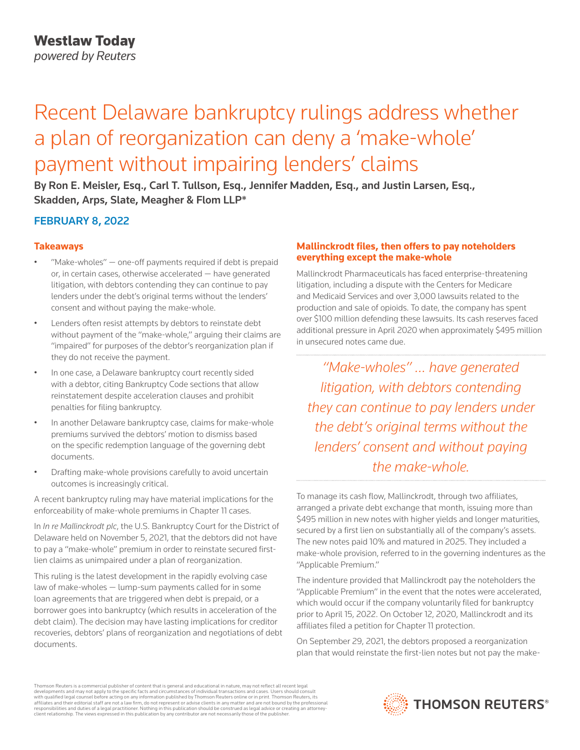# Recent Delaware bankruptcy rulings address whether a plan of reorganization can deny a 'make-whole' payment without impairing lenders' claims

**By Ron E. Meisler, Esq., Carl T. Tullson, Esq., Jennifer Madden, Esq., and Justin Larsen, Esq., Skadden, Arps, Slate, Meagher & Flom LLP***

**FEBRUARY 8, 2022**

### Takeaways

- "Make-wholes" — one-off payments required if debt is prepaid or, in certain cases, otherwise accelerated — have generated litigation, with debtors contending they can continue to pay lenders under the debt's original terms without the lenders' consent and without paying the make-whole.
- Lenders often resist attempts by debtors to reinstate debt without payment of the "make-whole," arguing their claims are "impaired" for purposes of the debtor's reorganization plan if they do not receive the payment.
- In one case, a Delaware bankruptcy court recently sided with a debtor, citing Bankruptcy Code sections that allow reinstatement despite acceleration clauses and prohibit penalties for filing bankruptcy.
- In another Delaware bankruptcy case, claims for make-whole premiums survived the debtors' motion to dismiss based on the specific redemption language of the governing debt documents.
- Drafting make-whole provisions carefully to avoid uncertain outcomes is increasingly critical.

A recent bankruptcy ruling may have material implications for the enforceability of make-whole premiums in Chapter 11 cases.

In *In re Mallinckrodt plc*, the U.S. Bankruptcy Court for the District of Delaware held on November 5, 2021, that the debtors did not have to pay a "make-whole" premium in order to reinstate secured first-lien claims as unimpaired under a plan of reorganization.

This ruling is the latest development in the rapidly evolving case law of make-wholes — lump-sum payments called for in some loan agreements that are triggered when debt is prepaid, or a borrower goes into bankruptcy (which results in acceleration of the debt claim). The decision may have lasting implications for creditor recoveries, debtors' plans of reorganization and negotiations of debt documents.

### Mallinckrodt files, then offers to pay noteholders everything except the make-whole

Mallinckrodt Pharmaceuticals has faced enterprise-threatening litigation, including a dispute with the Centers for Medicare and Medicaid Services and over 3,000 lawsuits related to the production and sale of opioids. To date, the company has spent over $100 million defending these lawsuits. Its cash reserves faced additional pressure in April 2020 when approximately $495 million in unsecured notes came due.

> *"Make-wholes" ... have generated litigation, with debtors contending they can continue to pay lenders under the debt's original terms without the lenders' consent and without paying the make-whole.*

To manage its cash flow, Mallinckrodt, through two affiliates, arranged a private debt exchange that month, issuing more than $495 million in new notes with higher yields and longer maturities, secured by a first lien on substantially all of the company's assets. The new notes paid 10% and matured in 2025. They included a make-whole provision, referred to in the governing indentures as the "Applicable Premium."

The indenture provided that Mallinckrodt pay the noteholders the "Applicable Premium" in the event that the notes were accelerated, which would occur if the company voluntarily filed for bankruptcy prior to April 15, 2022. On October 12, 2020, Mallinckrodt and its affiliates filed a petition for Chapter 11 protection.

On September 29, 2021, the debtors proposed a reorganization plan that would reinstate the first-lien notes but not pay the make-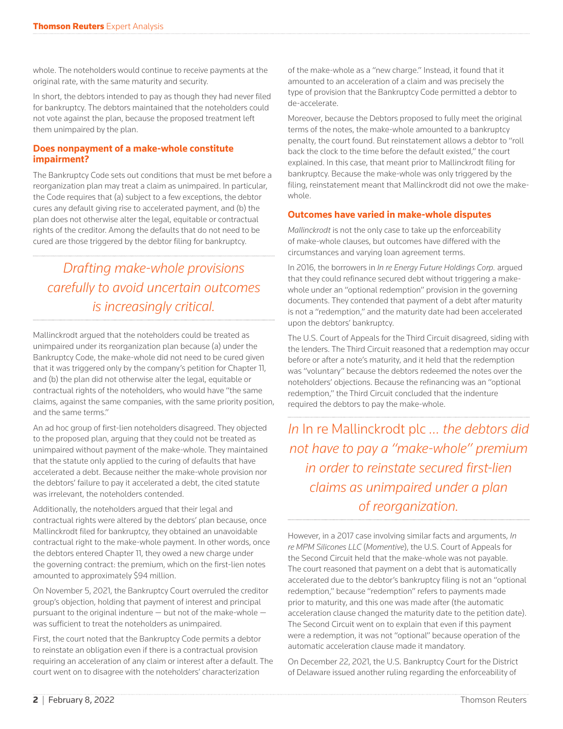whole. The noteholders would continue to receive payments at the original rate, with the same maturity and security.

In short, the debtors intended to pay as though they had never filed for bankruptcy. The debtors maintained that the noteholders could not vote against the plan, because the proposed treatment left them unimpaired by the plan.

### Does nonpayment of a make-whole constitute impairment?

The Bankruptcy Code sets out conditions that must be met before a reorganization plan may treat a claim as unimpaired. In particular, the Code requires that (a) subject to a few exceptions, the debtor cures any default giving rise to accelerated payment, and (b) the plan does not otherwise alter the legal, equitable or contractual rights of the creditor. Among the defaults that do not need to be cured are those triggered by the debtor filing for bankruptcy.

*Drafting make-whole provisions carefully to avoid uncertain outcomes is increasingly critical.*

Mallinckrodt argued that the noteholders could be treated as unimpaired under its reorganization plan because (a) under the Bankruptcy Code, the make-whole did not need to be cured given that it was triggered only by the company's petition for Chapter 11, and (b) the plan did not otherwise alter the legal, equitable or contractual rights of the noteholders, who would have "the same claims, against the same companies, with the same priority position, and the same terms."

An ad hoc group of first-lien noteholders disagreed. They objected to the proposed plan, arguing that they could not be treated as unimpaired without payment of the make-whole. They maintained that the statute only applied to the curing of defaults that have accelerated a debt. Because neither the make-whole provision nor the debtors' failure to pay it accelerated a debt, the cited statute was irrelevant, the noteholders contended.

Additionally, the noteholders argued that their legal and contractual rights were altered by the debtors' plan because, once Mallinckrodt filed for bankruptcy, they obtained an unavoidable contractual right to the make-whole payment. In other words, once the debtors entered Chapter 11, they owed a new charge under the governing contract: the premium, which on the first-lien notes amounted to approximately $94 million.

On November 5, 2021, the Bankruptcy Court overruled the creditor group's objection, holding that payment of interest and principal pursuant to the original indenture — but not of the make-whole — was sufficient to treat the noteholders as unimpaired.

First, the court noted that the Bankruptcy Code permits a debtor to reinstate an obligation even if there is a contractual provision requiring an acceleration of any claim or interest after a default. The court went on to disagree with the noteholders' characterization of the make-whole as a "new charge." Instead, it found that it amounted to an acceleration of a claim and was precisely the type of provision that the Bankruptcy Code permitted a debtor to de-accelerate.

Moreover, because the Debtors proposed to fully meet the original terms of the notes, the make-whole amounted to a bankruptcy penalty, the court found. But reinstatement allows a debtor to "roll back the clock to the time before the default existed," the court explained. In this case, that meant prior to Mallinckrodt filing for bankruptcy. Because the make-whole was only triggered by the filing, reinstatement meant that Mallinckrodt did not owe the make-whole.

### Outcomes have varied in make-whole disputes

*Mallinckrodt* is not the only case to take up the enforceability of make-whole clauses, but outcomes have differed with the circumstances and varying loan agreement terms.

In 2016, the borrowers in *In re Energy Future Holdings Corp.* argued that they could refinance secured debt without triggering a make-whole under an "optional redemption" provision in the governing documents. They contended that payment of a debt after maturity is not a "redemption," and the maturity date had been accelerated upon the debtors' bankruptcy.

The U.S. Court of Appeals for the Third Circuit disagreed, siding with the lenders. The Third Circuit reasoned that a redemption may occur before or after a note's maturity, and it held that the redemption was "voluntary" because the debtors redeemed the notes over the noteholders' objections. Because the refinancing was an "optional redemption," the Third Circuit concluded that the indenture required the debtors to pay the make-whole.

*In* In re Mallinckrodt plc *... the debtors did not have to pay a "make-whole" premium in order to reinstate secured first-lien claims as unimpaired under a plan of reorganization.*

However, in a 2017 case involving similar facts and arguments, *In re MPM Silicones LLC* (*Momentive*), the U.S. Court of Appeals for the Second Circuit held that the make-whole was not payable. The court reasoned that payment on a debt that is automatically accelerated due to the debtor's bankruptcy filing is not an "optional redemption," because "redemption" refers to payments made prior to maturity, and this one was made after (the automatic acceleration clause changed the maturity date to the petition date). The Second Circuit went on to explain that even if this payment were a redemption, it was not "optional" because operation of the automatic acceleration clause made it mandatory.

On December 22, 2021, the U.S. Bankruptcy Court for the District of Delaware issued another ruling regarding the enforceability of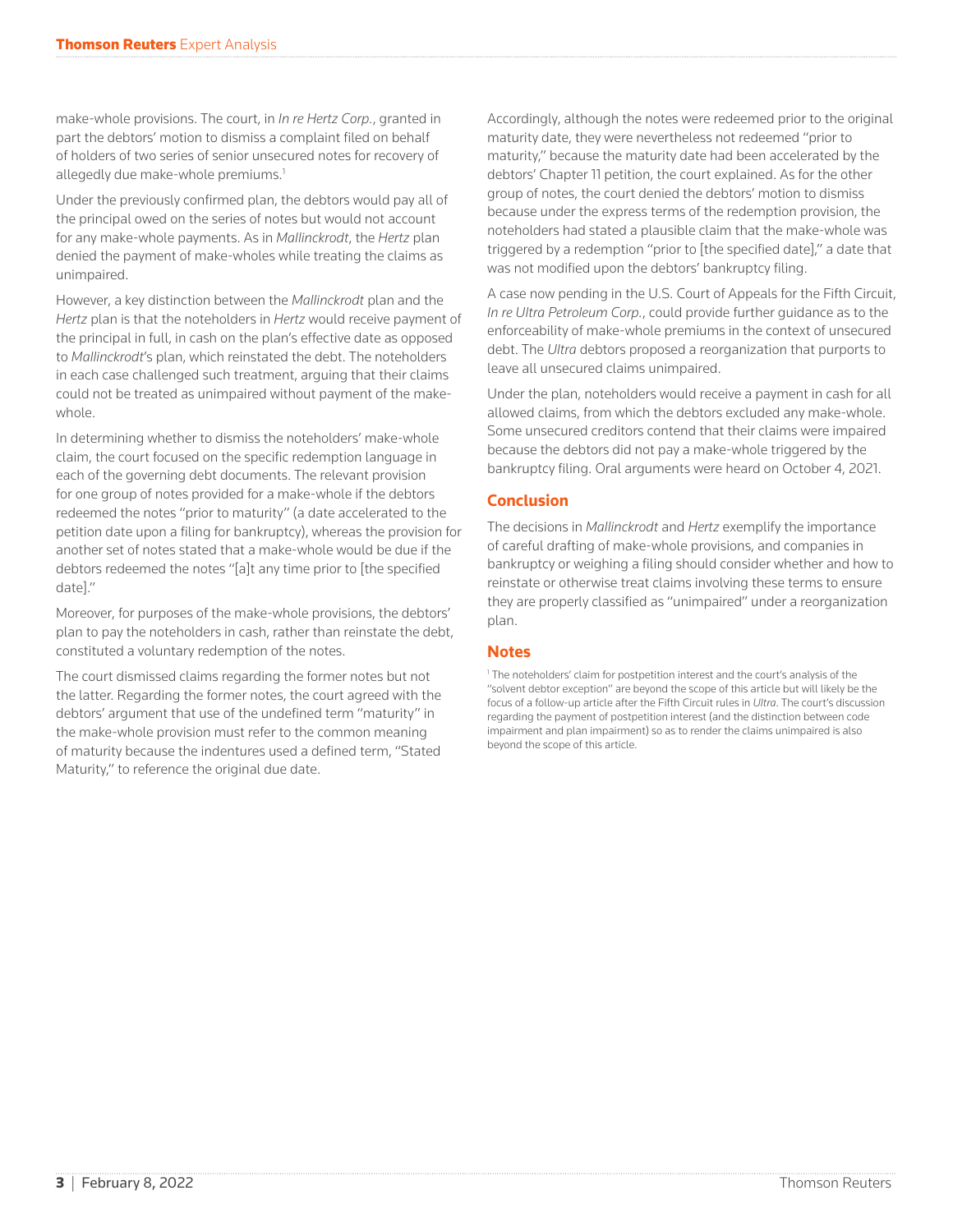make-whole provisions. The court, in *In re Hertz Corp.*, granted in part the debtors' motion to dismiss a complaint filed on behalf of holders of two series of senior unsecured notes for recovery of allegedly due make-whole premiums.[1]

Under the previously confirmed plan, the debtors would pay all of the principal owed on the series of notes but would not account for any make-whole payments. As in *Mallinckrodt*, the *Hertz* plan denied the payment of make-wholes while treating the claims as unimpaired.

However, a key distinction between the *Mallinckrodt* plan and the *Hertz* plan is that the noteholders in *Hertz* would receive payment of the principal in full, in cash on the plan's effective date as opposed to *Mallinckrodt*'s plan, which reinstated the debt. The noteholders in each case challenged such treatment, arguing that their claims could not be treated as unimpaired without payment of the make-whole.

In determining whether to dismiss the noteholders' make-whole claim, the court focused on the specific redemption language in each of the governing debt documents. The relevant provision for one group of notes provided for a make-whole if the debtors redeemed the notes "prior to maturity" (a date accelerated to the petition date upon a filing for bankruptcy), whereas the provision for another set of notes stated that a make-whole would be due if the debtors redeemed the notes "[a]t any time prior to [the specified date]."

Moreover, for purposes of the make-whole provisions, the debtors' plan to pay the noteholders in cash, rather than reinstate the debt, constituted a voluntary redemption of the notes.

The court dismissed claims regarding the former notes but not the latter. Regarding the former notes, the court agreed with the debtors' argument that use of the undefined term "maturity" in the make-whole provision must refer to the common meaning of maturity because the indentures used a defined term, "Stated Maturity," to reference the original due date.

Accordingly, although the notes were redeemed prior to the original maturity date, they were nevertheless not redeemed "prior to maturity," because the maturity date had been accelerated by the debtors' Chapter 11 petition, the court explained. As for the other group of notes, the court denied the debtors' motion to dismiss because under the express terms of the redemption provision, the noteholders had stated a plausible claim that the make-whole was triggered by a redemption "prior to [the specified date]," a date that was not modified upon the debtors' bankruptcy filing.

A case now pending in the U.S. Court of Appeals for the Fifth Circuit, *In re Ultra Petroleum Corp.*, could provide further guidance as to the enforceability of make-whole premiums in the context of unsecured debt. The *Ultra* debtors proposed a reorganization that purports to leave all unsecured claims unimpaired.

Under the plan, noteholders would receive a payment in cash for all allowed claims, from which the debtors excluded any make-whole. Some unsecured creditors contend that their claims were impaired because the debtors did not pay a make-whole triggered by the bankruptcy filing. Oral arguments were heard on October 4, 2021.

## Conclusion

The decisions in *Mallinckrodt* and *Hertz* exemplify the importance of careful drafting of make-whole provisions, and companies in bankruptcy or weighing a filing should consider whether and how to reinstate or otherwise treat claims involving these terms to ensure they are properly classified as "unimpaired" under a reorganization plan.

## Notes

[1] The noteholders' claim for postpetition interest and the court's analysis of the "solvent debtor exception" are beyond the scope of this article but will likely be the focus of a follow-up article after the Fifth Circuit rules in *Ultra*. The court's discussion regarding the payment of postpetition interest (and the distinction between code impairment and plan impairment) so as to render the claims unimpaired is also beyond the scope of this article.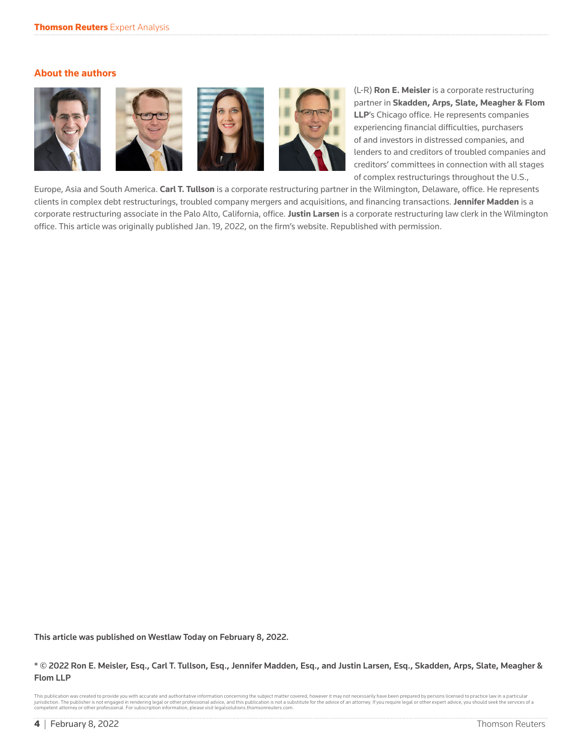### About the authors

(L-R) **Ron E. Meisler** is a corporate restructuring partner in **Skadden, Arps, Slate, Meagher & Flom LLP**'s Chicago office. He represents companies experiencing financial difficulties, purchasers of and investors in distressed companies, and lenders to and creditors of troubled companies and creditors' committees in connection with all stages of complex restructurings throughout the U.S., Europe, Asia and South America. **Carl T. Tullson** is a corporate restructuring partner in the Wilmington, Delaware, office. He represents clients in complex debt restructurings, troubled company mergers and acquisitions, and financing transactions. **Jennifer Madden** is a corporate restructuring associate in the Palo Alto, California, office. **Justin Larsen** is a corporate restructuring law clerk in the Wilmington office. This article was originally published Jan. 19, 2022, on the firm's website. Republished with permission.

**This article was published on Westlaw Today on February 8, 2022.**

**\* © 2022 Ron E. Meisler, Esq., Carl T. Tullson, Esq., Jennifer Madden, Esq., and Justin Larsen, Esq., Skadden, Arps, Slate, Meagher & Flom LLP**

This publication was created to provide you with accurate and authoritative information concerning the subject matter covered, however it may not necessarily have been prepared by persons licensed to practice law in a particular jurisdiction. The publisher is not engaged in rendering legal or other professional advice, and this publication is not a substitute for the advice of an attorney. If you require legal or other expert advice, you should seek the services of a competent attorney or other professional. For subscription information, please visit legalsolutions.thomsonreuters.com.